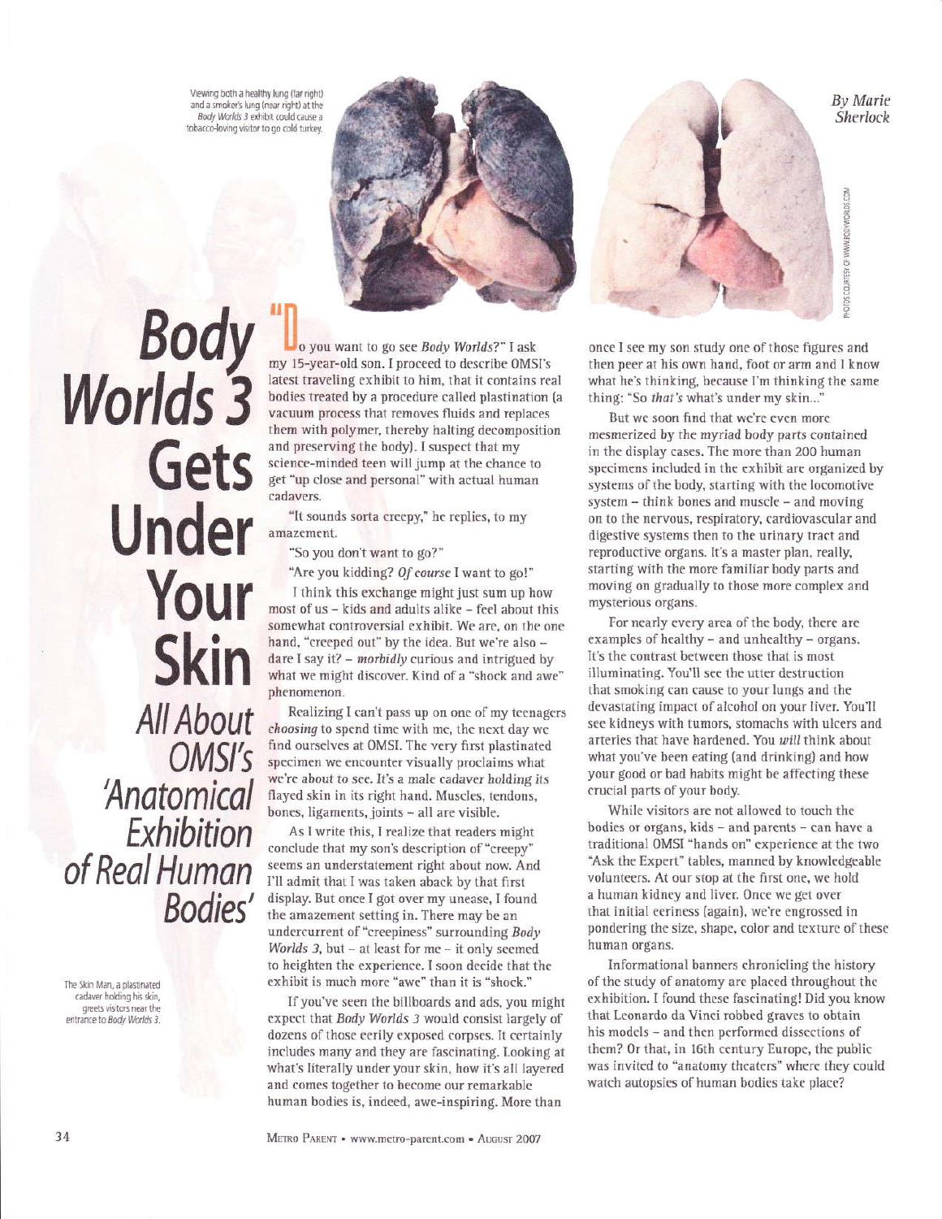Viewing both a healthy lung (far right) and a smoker's lung (near right) at the *Body Worlds 3* exhibit could cause a tobacco-loving visitor to go cold turkey.

By Marie Sherlock

PHOTOS COURTESY OF WWW.BODYWORLDS.COM

# Body Worlds 3 Gets Under Your Skin

## All About OMSI's 'Anatomical Exhibition of Real Human Bodies'

The Skin Man, a plastinated cadaver holding his skin, greets visitors near the entrance to *Body Worlds 3*.

"Do you want to go see *Body Worlds?*" I ask my 15-year-old son. I proceed to describe OMSI's latest traveling exhibit to him, that it contains real bodies treated by a procedure called plastination (a vacuum process that removes fluids and replaces them with polymer, thereby halting decomposition and preserving the body). I suspect that my science-minded teen will jump at the chance to get "up close and personal" with actual human cadavers.

"It sounds sorta creepy," he replies, to my amazement.

"So you don't want to go?"

"Are you kidding? *Of course* I want to go!"

I think this exchange might just sum up how most of us – kids and adults alike – feel about this somewhat controversial exhibit. We are, on the one hand, "creeped out" by the idea. But we're also – dare I say it? – *morbidly* curious and intrigued by what we might discover. Kind of a "shock and awe" phenomenon.

Realizing I can't pass up on one of my teenagers *choosing* to spend time with me, the next day we find ourselves at OMSI. The very first plastinated specimen we encounter visually proclaims what we're about to see. It's a male cadaver holding its flayed skin in its right hand. Muscles, tendons, bones, ligaments, joints – all are visible.

As I write this, I realize that readers might conclude that my son's description of "creepy" seems an understatement right about now. And I'll admit that I was taken aback by that first display. But once I got over my unease, I found the amazement setting in. There may be an undercurrent of "creepiness" surrounding *Body Worlds 3*, but – at least for me – it only seemed to heighten the experience. I soon decide that the exhibit is much more "awe" than it is "shock."

If you've seen the billboards and ads, you might expect that *Body Worlds 3* would consist largely of dozens of those eerily exposed corpses. It certainly includes many and they are fascinating. Looking at what's literally under your skin, how it's all layered and comes together to become our remarkable human bodies is, indeed, awe-inspiring. More than once I see my son study one of those figures and then peer at his own hand, foot or arm and I know what he's thinking, because I'm thinking the same thing: "So *that's* what's under my skin..."

But we soon find that we're even more mesmerized by the myriad body parts contained in the display cases. The more than 200 human specimens included in the exhibit are organized by systems of the body, starting with the locomotive system – think bones and muscle – and moving on to the nervous, respiratory, cardiovascular and digestive systems then to the urinary tract and reproductive organs. It's a master plan, really, starting with the more familiar body parts and moving on gradually to those more complex and mysterious organs.

For nearly every area of the body, there are examples of healthy – and unhealthy – organs. It's the contrast between those that is most illuminating. You'll see the utter destruction that smoking can cause to your lungs and the devastating impact of alcohol on your liver. You'll see kidneys with tumors, stomachs with ulcers and arteries that have hardened. You *will* think about what you've been eating (and drinking) and how your good or bad habits might be affecting these crucial parts of your body.

While visitors are not allowed to touch the bodies or organs, kids – and parents – can have a traditional OMSI "hands on" experience at the two "Ask the Expert" tables, manned by knowledgeable volunteers. At our stop at the first one, we hold a human kidney and liver. Once we get over that initial eeriness (again), we're engrossed in pondering the size, shape, color and texture of these human organs.

Informational banners chronicling the history of the study of anatomy are placed throughout the exhibition. I found these fascinating! Did you know that Leonardo da Vinci robbed graves to obtain his models – and then performed dissections of them? Or that, in 16th century Europe, the public was invited to "anatomy theaters" where they could watch autopsies of human bodies take place?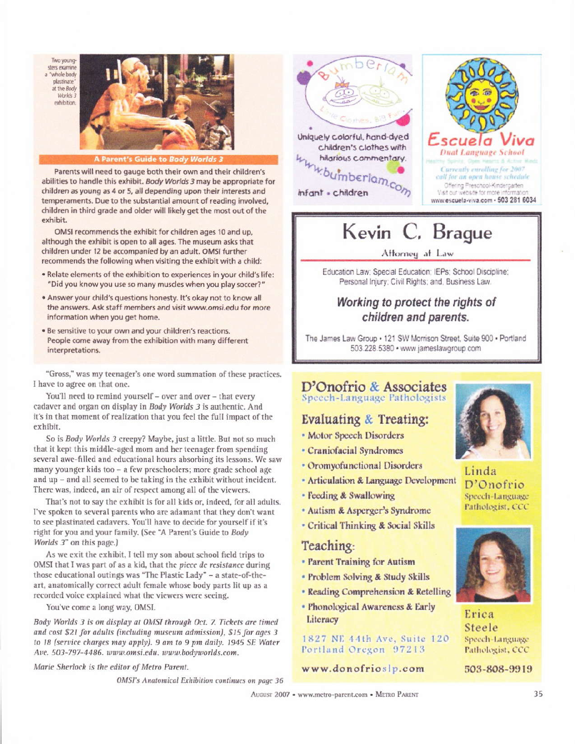Two youngsters examine a "whole body plastinate" at the *Body Worlds 3* exhibition.

### A Parent's Guide to *Body Worlds 3*

Parents will need to gauge both their own and their children's abilities to handle this exhibit. *Body Worlds 3* may be appropriate for children as young as 4 or 5, all depending upon their interests and temperaments. Due to the substantial amount of reading involved, children in third grade and older will likely get the most out of the exhibit.

OMSI recommends the exhibit for children ages 10 and up, although the exhibit is open to all ages. The museum asks that children under 12 be accompanied by an adult. OMSI further recommends the following when visiting the exhibit with a child:

- Relate elements of the exhibition to experiences in your child's life: "Did you know you use so many muscles when you play soccer?"
- Answer your child's questions honesty. It's okay not to know all the answers. Ask staff members and visit www.omsi.edu for more information when you get home.
- Be sensitive to your own and your children's reactions. People come away from the exhibition with many different interpretations.

"Gross," was my teenager's one word summation of these practices. I have to agree on that one.

You'll need to remind yourself – over and over – that every cadaver and organ on display in *Body Worlds 3* is authentic. And it's in that moment of realization that you feel the full impact of the exhibit.

So is *Body Worlds 3* creepy? Maybe, just a little. But not so much that it kept this middle-aged mom and her teenager from spending several awe-filled and educational hours absorbing its lessons. We saw many younger kids too – a few preschoolers; more grade school age and up – and all seemed to be taking in the exhibit without incident. There was, indeed, an air of respect among all of the viewers.

That's not to say the exhibit is for all kids or, indeed, for all adults. I've spoken to several parents who are adamant that they don't want to see plastinated cadavers. You'll have to decide for yourself if it's right for you and your family. (See "A Parent's Guide to *Body Worlds 3*" on this page.)

As we exit the exhibit, I tell my son about school field trips to OMSI that I was part of as a kid, that the *piece de resistance* during those educational outings was "The Plastic Lady" – a state-of-the-art, anatomically correct adult female whose body parts lit up as a recorded voice explained what the viewers were seeing.

You've come a long way, OMSI.

*Body Worlds 3 is on display at OMSI through Oct. 7. Tickets are timed and cost $21 for adults (including museum admission), $15 for ages 3 to 18 (service charges may apply). 9 am to 9 pm daily. 1945 SE Water Ave. 503-797-4486. www.omsi.edu. www.bodyworlds.com.*

*Marie Sherlock is the editor of Metro Parent.*

*OMSI's Anatomical Exhibition continues on page 36*

---

**Bumberlam** — Little Clothes. Big Fun.

Uniquely colorful, hand-dyed children's clothes with hilarious commentary.

www.bumberlam.com

infant • children

---

**Escuela Viva**

Dual Language School

Healthy Spirits · Open Hearts & Active Minds

Currently enrolling for 2007 — call for an open house schedule

Offering Preschool-Kindergarten

Visit our website for more information

www.escuela-viva.com • 503 281 6034

---

# Kevin C. Brague

Attorney at Law

Education Law; Special Education; IEPs; School Discipline; Personal Injury; Civil Rights; and, Business Law.

***Working to protect the rights of children and parents.***

The James Law Group • 121 SW Morrison Street, Suite 900 • Portland
503.228.5380 • www.jameslawgroup.com

---

## D'Onofrio & Associates

Speech-Language Pathologists

### Evaluating & Treating:

- Motor Speech Disorders
- Craniofacial Syndromes
- Oromyofunctional Disorders
- Articulation & Language Development
- Feeding & Swallowing
- Autism & Asperger's Syndrome
- Critical Thinking & Social Skills

### Teaching:

- Parent Training for Autism
- Problem Solving & Study Skills
- Reading Comprehension & Retelling
- Phonological Awareness & Early Literacy

Linda D'Onofrio
Speech-Language Pathologist, CCC

Erica Steele
Speech-Language Pathologist, CCC

1827 NE 44th Ave, Suite 120
Portland Oregon 97213

www.donofrioslp.com

503-808-9919